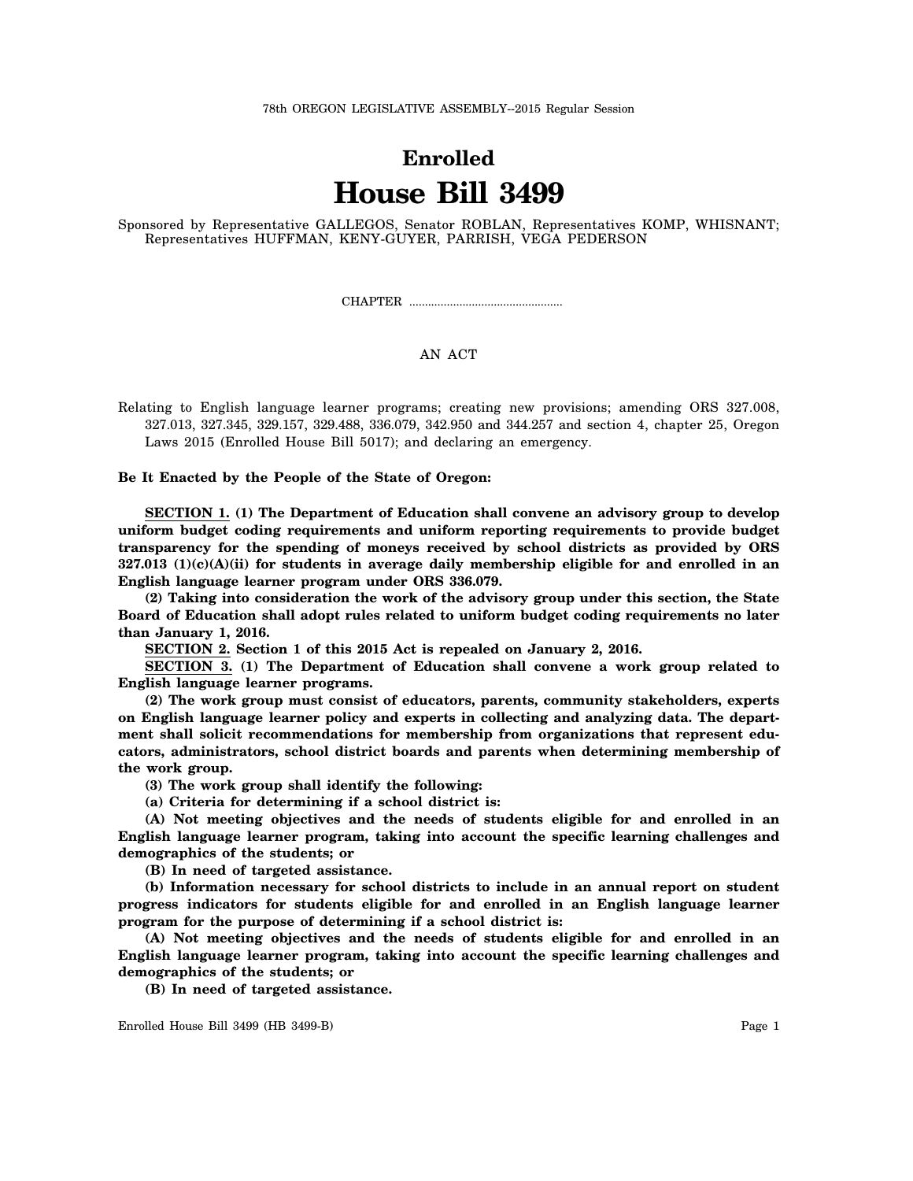78th OREGON LEGISLATIVE ASSEMBLY--2015 Regular Session

# Enrolled

# House Bill 3499

Sponsored by Representative GALLEGOS, Senator ROBLAN, Representatives KOMP, WHISNANT; Representatives HUFFMAN, KENY-GUYER, PARRISH, VEGA PEDERSON

CHAPTER .................................................

AN ACT

Relating to English language learner programs; creating new provisions; amending ORS 327.008, 327.013, 327.345, 329.157, 329.488, 336.079, 342.950 and 344.257 and section 4, chapter 25, Oregon Laws 2015 (Enrolled House Bill 5017); and declaring an emergency.

**Be It Enacted by the People of the State of Oregon:**

**SECTION 1. (1) The Department of Education shall convene an advisory group to develop uniform budget coding requirements and uniform reporting requirements to provide budget transparency for the spending of moneys received by school districts as provided by ORS 327.013 (1)(c)(A)(ii) for students in average daily membership eligible for and enrolled in an English language learner program under ORS 336.079.**

**(2) Taking into consideration the work of the advisory group under this section, the State Board of Education shall adopt rules related to uniform budget coding requirements no later than January 1, 2016.**

**SECTION 2. Section 1 of this 2015 Act is repealed on January 2, 2016.**

**SECTION 3. (1) The Department of Education shall convene a work group related to English language learner programs.**

**(2) The work group must consist of educators, parents, community stakeholders, experts on English language learner policy and experts in collecting and analyzing data. The department shall solicit recommendations for membership from organizations that represent educators, administrators, school district boards and parents when determining membership of the work group.**

**(3) The work group shall identify the following:**

**(a) Criteria for determining if a school district is:**

**(A) Not meeting objectives and the needs of students eligible for and enrolled in an English language learner program, taking into account the specific learning challenges and demographics of the students; or**

**(B) In need of targeted assistance.**

**(b) Information necessary for school districts to include in an annual report on student progress indicators for students eligible for and enrolled in an English language learner program for the purpose of determining if a school district is:**

**(A) Not meeting objectives and the needs of students eligible for and enrolled in an English language learner program, taking into account the specific learning challenges and demographics of the students; or**

**(B) In need of targeted assistance.**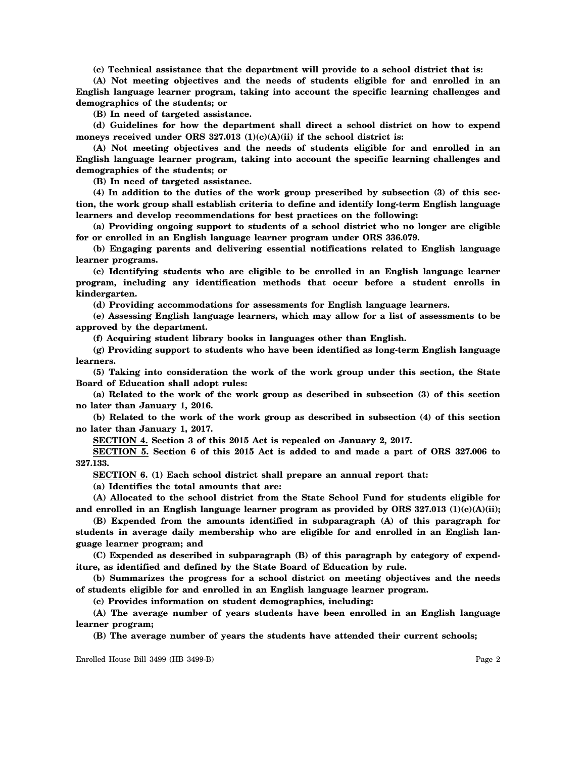**(c) Technical assistance that the department will provide to a school district that is:**

**(A) Not meeting objectives and the needs of students eligible for and enrolled in an English language learner program, taking into account the specific learning challenges and demographics of the students; or**

**(B) In need of targeted assistance.**

**(d) Guidelines for how the department shall direct a school district on how to expend moneys received under ORS 327.013 (1)(c)(A)(ii) if the school district is:**

**(A) Not meeting objectives and the needs of students eligible for and enrolled in an English language learner program, taking into account the specific learning challenges and demographics of the students; or**

**(B) In need of targeted assistance.**

**(4) In addition to the duties of the work group prescribed by subsection (3) of this section, the work group shall establish criteria to define and identify long-term English language learners and develop recommendations for best practices on the following:**

**(a) Providing ongoing support to students of a school district who no longer are eligible for or enrolled in an English language learner program under ORS 336.079.**

**(b) Engaging parents and delivering essential notifications related to English language learner programs.**

**(c) Identifying students who are eligible to be enrolled in an English language learner program, including any identification methods that occur before a student enrolls in kindergarten.**

**(d) Providing accommodations for assessments for English language learners.**

**(e) Assessing English language learners, which may allow for a list of assessments to be approved by the department.**

**(f) Acquiring student library books in languages other than English.**

**(g) Providing support to students who have been identified as long-term English language learners.**

**(5) Taking into consideration the work of the work group under this section, the State Board of Education shall adopt rules:**

**(a) Related to the work of the work group as described in subsection (3) of this section no later than January 1, 2016.**

**(b) Related to the work of the work group as described in subsection (4) of this section no later than January 1, 2017.**

**SECTION 4. Section 3 of this 2015 Act is repealed on January 2, 2017.**

**SECTION 5. Section 6 of this 2015 Act is added to and made a part of ORS 327.006 to 327.133.**

**SECTION 6. (1) Each school district shall prepare an annual report that:**

**(a) Identifies the total amounts that are:**

**(A) Allocated to the school district from the State School Fund for students eligible for and enrolled in an English language learner program as provided by ORS 327.013 (1)(c)(A)(ii);**

**(B) Expended from the amounts identified in subparagraph (A) of this paragraph for students in average daily membership who are eligible for and enrolled in an English language learner program; and**

**(C) Expended as described in subparagraph (B) of this paragraph by category of expenditure, as identified and defined by the State Board of Education by rule.**

**(b) Summarizes the progress for a school district on meeting objectives and the needs of students eligible for and enrolled in an English language learner program.**

**(c) Provides information on student demographics, including:**

**(A) The average number of years students have been enrolled in an English language learner program;**

**(B) The average number of years the students have attended their current schools;**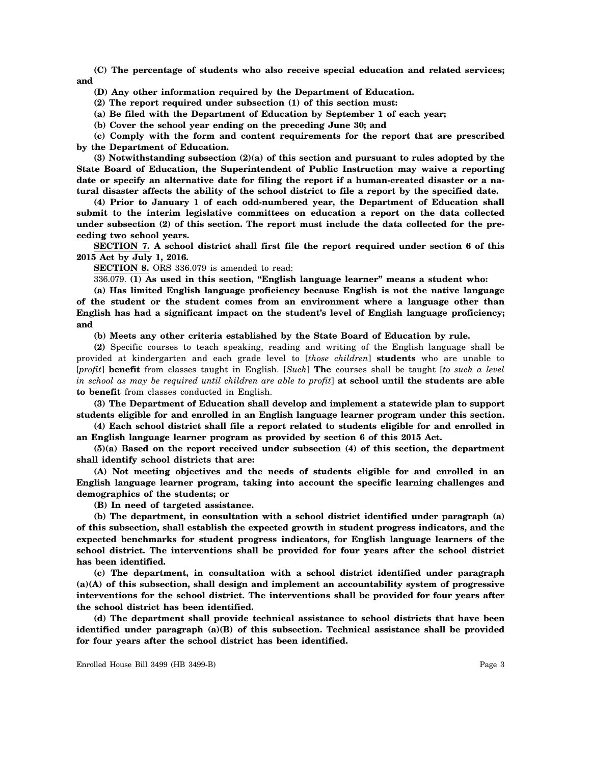**(C) The percentage of students who also receive special education and related services; and**

**(D) Any other information required by the Department of Education.**

**(2) The report required under subsection (1) of this section must:**

**(a) Be filed with the Department of Education by September 1 of each year;**

**(b) Cover the school year ending on the preceding June 30; and**

**(c) Comply with the form and content requirements for the report that are prescribed by the Department of Education.**

**(3) Notwithstanding subsection (2)(a) of this section and pursuant to rules adopted by the State Board of Education, the Superintendent of Public Instruction may waive a reporting date or specify an alternative date for filing the report if a human-created disaster or a natural disaster affects the ability of the school district to file a report by the specified date.**

**(4) Prior to January 1 of each odd-numbered year, the Department of Education shall submit to the interim legislative committees on education a report on the data collected under subsection (2) of this section. The report must include the data collected for the preceding two school years.**

**SECTION 7. A school district shall first file the report required under section 6 of this 2015 Act by July 1, 2016.**

**SECTION 8.** ORS 336.079 is amended to read:

336.079. **(1) As used in this section, "English language learner" means a student who:**

**(a) Has limited English language proficiency because English is not the native language of the student or the student comes from an environment where a language other than English has had a significant impact on the student's level of English language proficiency; and**

**(b) Meets any other criteria established by the State Board of Education by rule.**

**(2)** Specific courses to teach speaking, reading and writing of the English language shall be provided at kindergarten and each grade level to [*those children*] **students** who are unable to [*profit*] **benefit** from classes taught in English. [*Such*] **The** courses shall be taught [*to such a level in school as may be required until children are able to profit*] **at school until the students are able to benefit** from classes conducted in English.

**(3) The Department of Education shall develop and implement a statewide plan to support students eligible for and enrolled in an English language learner program under this section.**

**(4) Each school district shall file a report related to students eligible for and enrolled in an English language learner program as provided by section 6 of this 2015 Act.**

**(5)(a) Based on the report received under subsection (4) of this section, the department shall identify school districts that are:**

**(A) Not meeting objectives and the needs of students eligible for and enrolled in an English language learner program, taking into account the specific learning challenges and demographics of the students; or**

**(B) In need of targeted assistance.**

**(b) The department, in consultation with a school district identified under paragraph (a) of this subsection, shall establish the expected growth in student progress indicators, and the expected benchmarks for student progress indicators, for English language learners of the school district. The interventions shall be provided for four years after the school district has been identified.**

**(c) The department, in consultation with a school district identified under paragraph (a)(A) of this subsection, shall design and implement an accountability system of progressive interventions for the school district. The interventions shall be provided for four years after the school district has been identified.**

**(d) The department shall provide technical assistance to school districts that have been identified under paragraph (a)(B) of this subsection. Technical assistance shall be provided for four years after the school district has been identified.**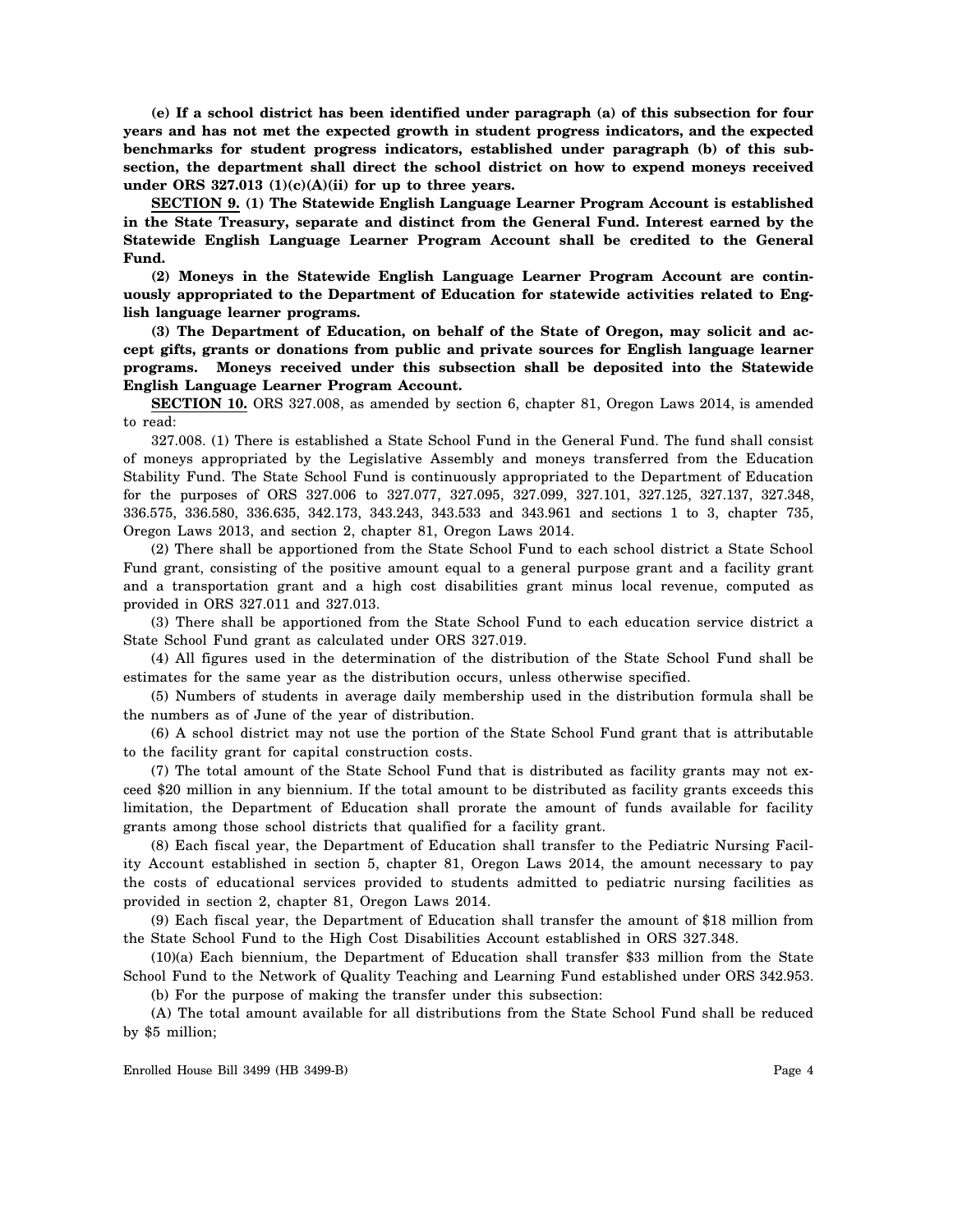**(e) If a school district has been identified under paragraph (a) of this subsection for four years and has not met the expected growth in student progress indicators, and the expected benchmarks for student progress indicators, established under paragraph (b) of this subsection, the department shall direct the school district on how to expend moneys received under ORS 327.013 (1)(c)(A)(ii) for up to three years.**

**SECTION 9. (1) The Statewide English Language Learner Program Account is established in the State Treasury, separate and distinct from the General Fund. Interest earned by the Statewide English Language Learner Program Account shall be credited to the General Fund.**

**(2) Moneys in the Statewide English Language Learner Program Account are continuously appropriated to the Department of Education for statewide activities related to English language learner programs.**

**(3) The Department of Education, on behalf of the State of Oregon, may solicit and accept gifts, grants or donations from public and private sources for English language learner programs. Moneys received under this subsection shall be deposited into the Statewide English Language Learner Program Account.**

**SECTION 10.** ORS 327.008, as amended by section 6, chapter 81, Oregon Laws 2014, is amended to read:

327.008. (1) There is established a State School Fund in the General Fund. The fund shall consist of moneys appropriated by the Legislative Assembly and moneys transferred from the Education Stability Fund. The State School Fund is continuously appropriated to the Department of Education for the purposes of ORS 327.006 to 327.077, 327.095, 327.099, 327.101, 327.125, 327.137, 327.348, 336.575, 336.580, 336.635, 342.173, 343.243, 343.533 and 343.961 and sections 1 to 3, chapter 735, Oregon Laws 2013, and section 2, chapter 81, Oregon Laws 2014.

(2) There shall be apportioned from the State School Fund to each school district a State School Fund grant, consisting of the positive amount equal to a general purpose grant and a facility grant and a transportation grant and a high cost disabilities grant minus local revenue, computed as provided in ORS 327.011 and 327.013.

(3) There shall be apportioned from the State School Fund to each education service district a State School Fund grant as calculated under ORS 327.019.

(4) All figures used in the determination of the distribution of the State School Fund shall be estimates for the same year as the distribution occurs, unless otherwise specified.

(5) Numbers of students in average daily membership used in the distribution formula shall be the numbers as of June of the year of distribution.

(6) A school district may not use the portion of the State School Fund grant that is attributable to the facility grant for capital construction costs.

(7) The total amount of the State School Fund that is distributed as facility grants may not exceed $20 million in any biennium. If the total amount to be distributed as facility grants exceeds this limitation, the Department of Education shall prorate the amount of funds available for facility grants among those school districts that qualified for a facility grant.

(8) Each fiscal year, the Department of Education shall transfer to the Pediatric Nursing Facility Account established in section 5, chapter 81, Oregon Laws 2014, the amount necessary to pay the costs of educational services provided to students admitted to pediatric nursing facilities as provided in section 2, chapter 81, Oregon Laws 2014.

(9) Each fiscal year, the Department of Education shall transfer the amount of $18 million from the State School Fund to the High Cost Disabilities Account established in ORS 327.348.

(10)(a) Each biennium, the Department of Education shall transfer $33 million from the State School Fund to the Network of Quality Teaching and Learning Fund established under ORS 342.953.

(b) For the purpose of making the transfer under this subsection:

(A) The total amount available for all distributions from the State School Fund shall be reduced by $5 million;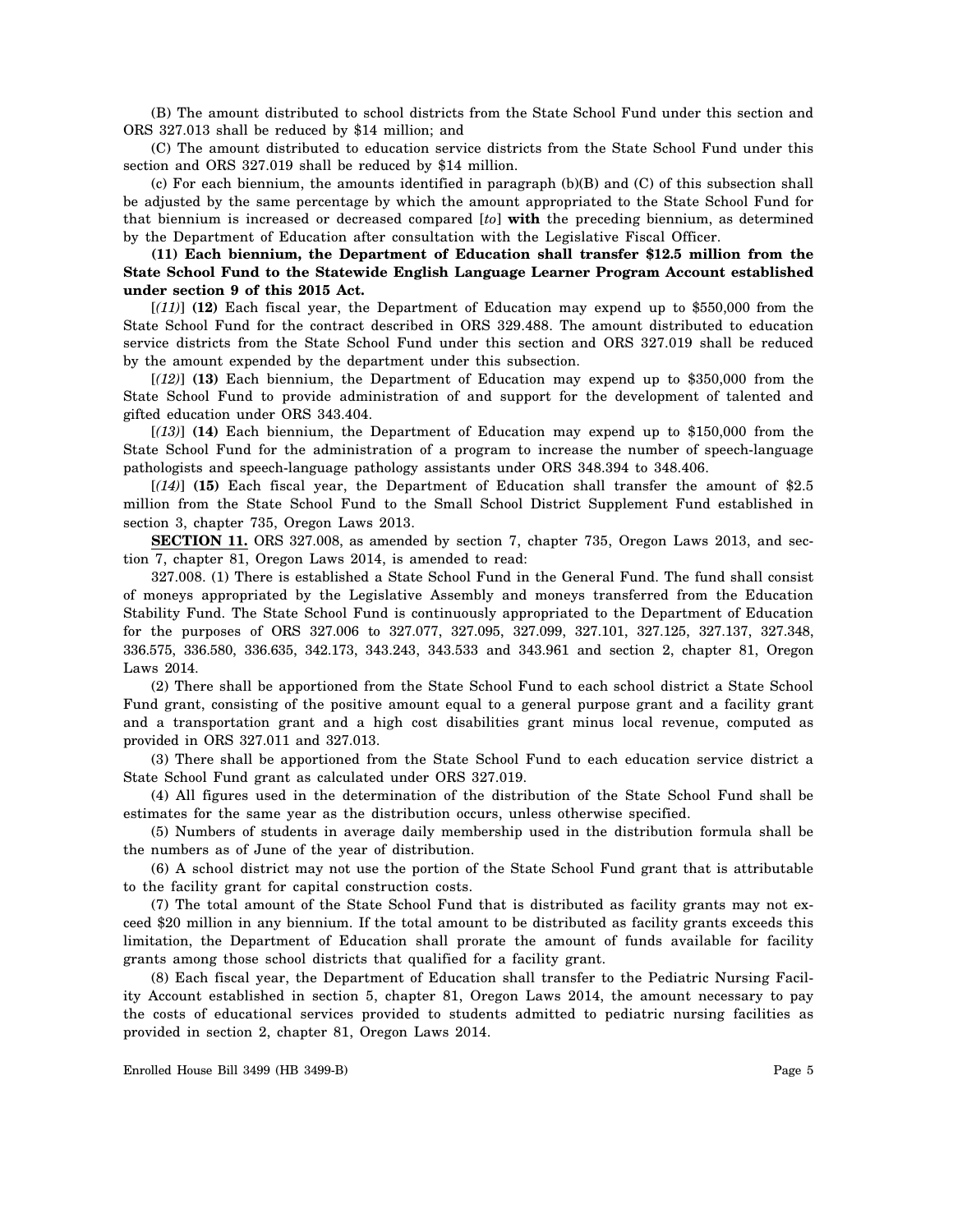(B) The amount distributed to school districts from the State School Fund under this section and ORS 327.013 shall be reduced by $14 million; and

(C) The amount distributed to education service districts from the State School Fund under this section and ORS 327.019 shall be reduced by $14 million.

(c) For each biennium, the amounts identified in paragraph (b)(B) and (C) of this subsection shall be adjusted by the same percentage by which the amount appropriated to the State School Fund for that biennium is increased or decreased compared [*to*] **with** the preceding biennium, as determined by the Department of Education after consultation with the Legislative Fiscal Officer.

**(11) Each biennium, the Department of Education shall transfer $12.5 million from the State School Fund to the Statewide English Language Learner Program Account established under section 9 of this 2015 Act.**

[*(11)*] **(12)** Each fiscal year, the Department of Education may expend up to $550,000 from the State School Fund for the contract described in ORS 329.488. The amount distributed to education service districts from the State School Fund under this section and ORS 327.019 shall be reduced by the amount expended by the department under this subsection.

[*(12)*] **(13)** Each biennium, the Department of Education may expend up to $350,000 from the State School Fund to provide administration of and support for the development of talented and gifted education under ORS 343.404.

[*(13)*] **(14)** Each biennium, the Department of Education may expend up to $150,000 from the State School Fund for the administration of a program to increase the number of speech-language pathologists and speech-language pathology assistants under ORS 348.394 to 348.406.

[*(14)*] **(15)** Each fiscal year, the Department of Education shall transfer the amount of $2.5 million from the State School Fund to the Small School District Supplement Fund established in section 3, chapter 735, Oregon Laws 2013.

**SECTION 11.** ORS 327.008, as amended by section 7, chapter 735, Oregon Laws 2013, and section 7, chapter 81, Oregon Laws 2014, is amended to read:

327.008. (1) There is established a State School Fund in the General Fund. The fund shall consist of moneys appropriated by the Legislative Assembly and moneys transferred from the Education Stability Fund. The State School Fund is continuously appropriated to the Department of Education for the purposes of ORS 327.006 to 327.077, 327.095, 327.099, 327.101, 327.125, 327.137, 327.348, 336.575, 336.580, 336.635, 342.173, 343.243, 343.533 and 343.961 and section 2, chapter 81, Oregon Laws 2014.

(2) There shall be apportioned from the State School Fund to each school district a State School Fund grant, consisting of the positive amount equal to a general purpose grant and a facility grant and a transportation grant and a high cost disabilities grant minus local revenue, computed as provided in ORS 327.011 and 327.013.

(3) There shall be apportioned from the State School Fund to each education service district a State School Fund grant as calculated under ORS 327.019.

(4) All figures used in the determination of the distribution of the State School Fund shall be estimates for the same year as the distribution occurs, unless otherwise specified.

(5) Numbers of students in average daily membership used in the distribution formula shall be the numbers as of June of the year of distribution.

(6) A school district may not use the portion of the State School Fund grant that is attributable to the facility grant for capital construction costs.

(7) The total amount of the State School Fund that is distributed as facility grants may not exceed $20 million in any biennium. If the total amount to be distributed as facility grants exceeds this limitation, the Department of Education shall prorate the amount of funds available for facility grants among those school districts that qualified for a facility grant.

(8) Each fiscal year, the Department of Education shall transfer to the Pediatric Nursing Facility Account established in section 5, chapter 81, Oregon Laws 2014, the amount necessary to pay the costs of educational services provided to students admitted to pediatric nursing facilities as provided in section 2, chapter 81, Oregon Laws 2014.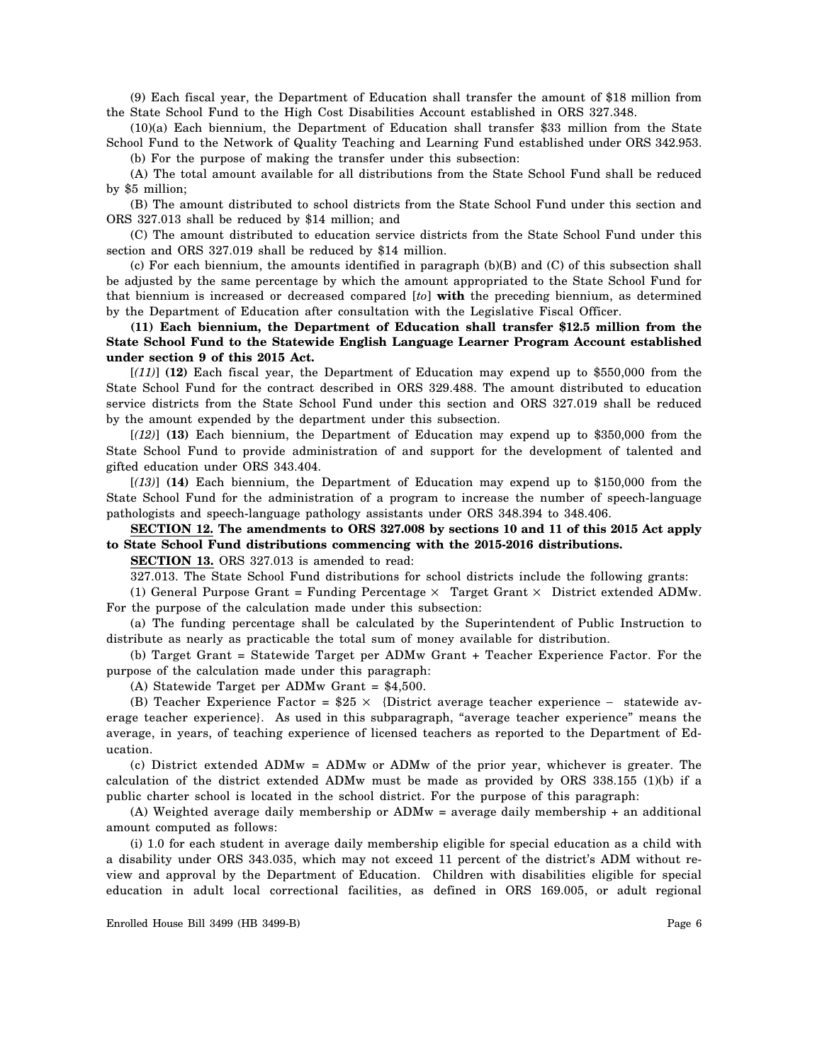(9) Each fiscal year, the Department of Education shall transfer the amount of $18 million from the State School Fund to the High Cost Disabilities Account established in ORS 327.348.

(10)(a) Each biennium, the Department of Education shall transfer $33 million from the State School Fund to the Network of Quality Teaching and Learning Fund established under ORS 342.953.

(b) For the purpose of making the transfer under this subsection:

(A) The total amount available for all distributions from the State School Fund shall be reduced by $5 million;

(B) The amount distributed to school districts from the State School Fund under this section and ORS 327.013 shall be reduced by $14 million; and

(C) The amount distributed to education service districts from the State School Fund under this section and ORS 327.019 shall be reduced by $14 million.

(c) For each biennium, the amounts identified in paragraph (b)(B) and (C) of this subsection shall be adjusted by the same percentage by which the amount appropriated to the State School Fund for that biennium is increased or decreased compared [*to*] **with** the preceding biennium, as determined by the Department of Education after consultation with the Legislative Fiscal Officer.

**(11) Each biennium, the Department of Education shall transfer $12.5 million from the State School Fund to the Statewide English Language Learner Program Account established under section 9 of this 2015 Act.**

[*(11)*] **(12)** Each fiscal year, the Department of Education may expend up to $550,000 from the State School Fund for the contract described in ORS 329.488. The amount distributed to education service districts from the State School Fund under this section and ORS 327.019 shall be reduced by the amount expended by the department under this subsection.

[*(12)*] **(13)** Each biennium, the Department of Education may expend up to $350,000 from the State School Fund to provide administration of and support for the development of talented and gifted education under ORS 343.404.

[*(13)*] **(14)** Each biennium, the Department of Education may expend up to $150,000 from the State School Fund for the administration of a program to increase the number of speech-language pathologists and speech-language pathology assistants under ORS 348.394 to 348.406.

**SECTION 12. The amendments to ORS 327.008 by sections 10 and 11 of this 2015 Act apply to State School Fund distributions commencing with the 2015-2016 distributions.**

**SECTION 13.** ORS 327.013 is amended to read:

327.013. The State School Fund distributions for school districts include the following grants:

(1) General Purpose Grant = Funding Percentage × Target Grant × District extended ADMw. For the purpose of the calculation made under this subsection:

(a) The funding percentage shall be calculated by the Superintendent of Public Instruction to distribute as nearly as practicable the total sum of money available for distribution.

(b) Target Grant = Statewide Target per ADMw Grant + Teacher Experience Factor. For the purpose of the calculation made under this paragraph:

(A) Statewide Target per ADMw Grant = $4,500.

(B) Teacher Experience Factor = $25 × {District average teacher experience − statewide average teacher experience}. As used in this subparagraph, "average teacher experience" means the average, in years, of teaching experience of licensed teachers as reported to the Department of Education.

(c) District extended ADMw = ADMw or ADMw of the prior year, whichever is greater. The calculation of the district extended ADMw must be made as provided by ORS 338.155 (1)(b) if a public charter school is located in the school district. For the purpose of this paragraph:

(A) Weighted average daily membership or ADMw = average daily membership + an additional amount computed as follows:

(i) 1.0 for each student in average daily membership eligible for special education as a child with a disability under ORS 343.035, which may not exceed 11 percent of the district's ADM without review and approval by the Department of Education. Children with disabilities eligible for special education in adult local correctional facilities, as defined in ORS 169.005, or adult regional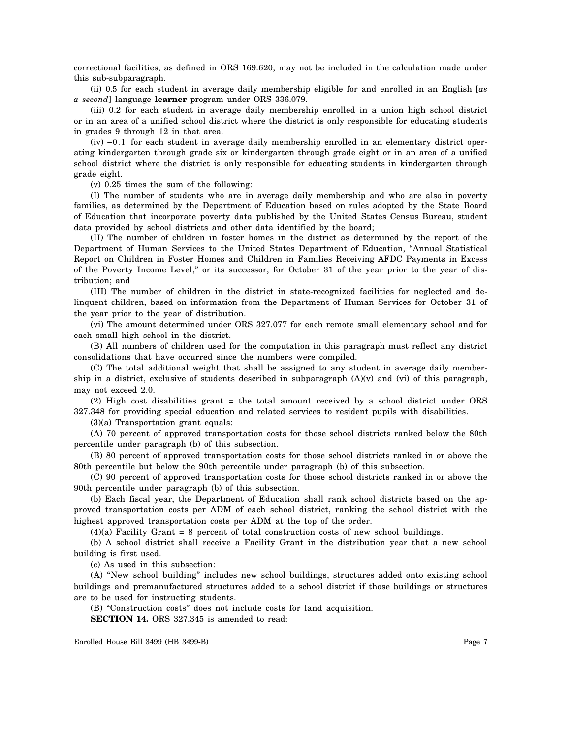correctional facilities, as defined in ORS 169.620, may not be included in the calculation made under this sub-subparagraph.

(ii) 0.5 for each student in average daily membership eligible for and enrolled in an English [*as a second*] language **learner** program under ORS 336.079.

(iii) 0.2 for each student in average daily membership enrolled in a union high school district or in an area of a unified school district where the district is only responsible for educating students in grades 9 through 12 in that area.

(iv) −0.1 for each student in average daily membership enrolled in an elementary district operating kindergarten through grade six or kindergarten through grade eight or in an area of a unified school district where the district is only responsible for educating students in kindergarten through grade eight.

(v) 0.25 times the sum of the following:

(I) The number of students who are in average daily membership and who are also in poverty families, as determined by the Department of Education based on rules adopted by the State Board of Education that incorporate poverty data published by the United States Census Bureau, student data provided by school districts and other data identified by the board;

(II) The number of children in foster homes in the district as determined by the report of the Department of Human Services to the United States Department of Education, "Annual Statistical Report on Children in Foster Homes and Children in Families Receiving AFDC Payments in Excess of the Poverty Income Level," or its successor, for October 31 of the year prior to the year of distribution; and

(III) The number of children in the district in state-recognized facilities for neglected and delinquent children, based on information from the Department of Human Services for October 31 of the year prior to the year of distribution.

(vi) The amount determined under ORS 327.077 for each remote small elementary school and for each small high school in the district.

(B) All numbers of children used for the computation in this paragraph must reflect any district consolidations that have occurred since the numbers were compiled.

(C) The total additional weight that shall be assigned to any student in average daily membership in a district, exclusive of students described in subparagraph (A)(v) and (vi) of this paragraph, may not exceed 2.0.

(2) High cost disabilities grant = the total amount received by a school district under ORS 327.348 for providing special education and related services to resident pupils with disabilities.

(3)(a) Transportation grant equals:

(A) 70 percent of approved transportation costs for those school districts ranked below the 80th percentile under paragraph (b) of this subsection.

(B) 80 percent of approved transportation costs for those school districts ranked in or above the 80th percentile but below the 90th percentile under paragraph (b) of this subsection.

(C) 90 percent of approved transportation costs for those school districts ranked in or above the 90th percentile under paragraph (b) of this subsection.

(b) Each fiscal year, the Department of Education shall rank school districts based on the approved transportation costs per ADM of each school district, ranking the school district with the highest approved transportation costs per ADM at the top of the order.

(4)(a) Facility Grant = 8 percent of total construction costs of new school buildings.

(b) A school district shall receive a Facility Grant in the distribution year that a new school building is first used.

(c) As used in this subsection:

(A) "New school building" includes new school buildings, structures added onto existing school buildings and premanufactured structures added to a school district if those buildings or structures are to be used for instructing students.

(B) "Construction costs" does not include costs for land acquisition.

**SECTION 14.** ORS 327.345 is amended to read: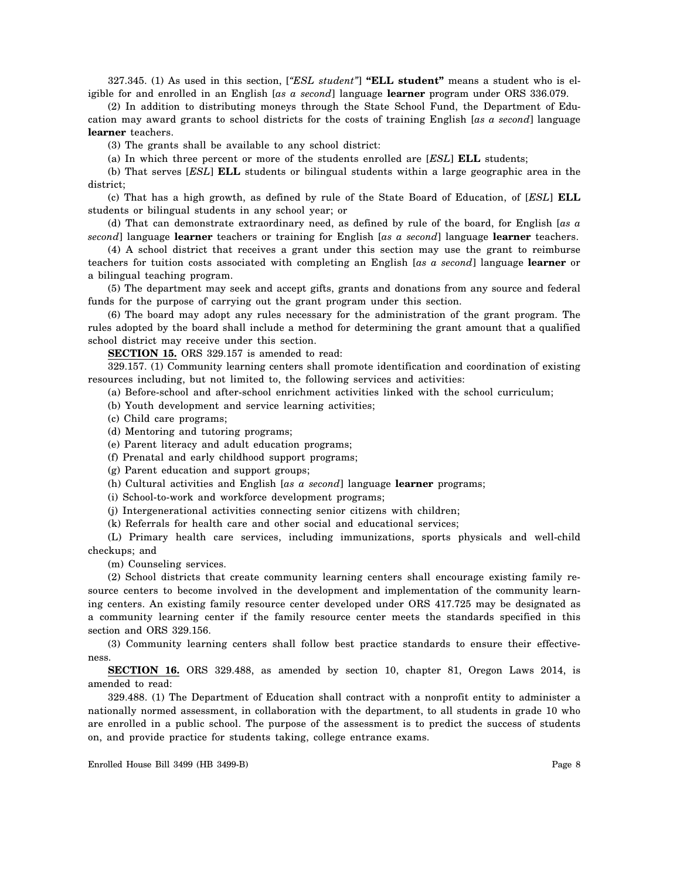327.345. (1) As used in this section, [*"ESL student"*] **"ELL student"** means a student who is eligible for and enrolled in an English [*as a second*] language **learner** program under ORS 336.079.

(2) In addition to distributing moneys through the State School Fund, the Department of Education may award grants to school districts for the costs of training English [*as a second*] language **learner** teachers.

(3) The grants shall be available to any school district:

(a) In which three percent or more of the students enrolled are [*ESL*] **ELL** students;

(b) That serves [*ESL*] **ELL** students or bilingual students within a large geographic area in the district;

(c) That has a high growth, as defined by rule of the State Board of Education, of [*ESL*] **ELL** students or bilingual students in any school year; or

(d) That can demonstrate extraordinary need, as defined by rule of the board, for English [*as a second*] language **learner** teachers or training for English [*as a second*] language **learner** teachers.

(4) A school district that receives a grant under this section may use the grant to reimburse teachers for tuition costs associated with completing an English [*as a second*] language **learner** or a bilingual teaching program.

(5) The department may seek and accept gifts, grants and donations from any source and federal funds for the purpose of carrying out the grant program under this section.

(6) The board may adopt any rules necessary for the administration of the grant program. The rules adopted by the board shall include a method for determining the grant amount that a qualified school district may receive under this section.

**SECTION 15.** ORS 329.157 is amended to read:

329.157. (1) Community learning centers shall promote identification and coordination of existing resources including, but not limited to, the following services and activities:

(a) Before-school and after-school enrichment activities linked with the school curriculum;

(b) Youth development and service learning activities;

(c) Child care programs;

(d) Mentoring and tutoring programs;

(e) Parent literacy and adult education programs;

(f) Prenatal and early childhood support programs;

(g) Parent education and support groups;

(h) Cultural activities and English [*as a second*] language **learner** programs;

(i) School-to-work and workforce development programs;

(j) Intergenerational activities connecting senior citizens with children;

(k) Referrals for health care and other social and educational services;

(L) Primary health care services, including immunizations, sports physicals and well-child checkups; and

(m) Counseling services.

(2) School districts that create community learning centers shall encourage existing family resource centers to become involved in the development and implementation of the community learning centers. An existing family resource center developed under ORS 417.725 may be designated as a community learning center if the family resource center meets the standards specified in this section and ORS 329.156.

(3) Community learning centers shall follow best practice standards to ensure their effectiveness.

**SECTION 16.** ORS 329.488, as amended by section 10, chapter 81, Oregon Laws 2014, is amended to read:

329.488. (1) The Department of Education shall contract with a nonprofit entity to administer a nationally normed assessment, in collaboration with the department, to all students in grade 10 who are enrolled in a public school. The purpose of the assessment is to predict the success of students on, and provide practice for students taking, college entrance exams.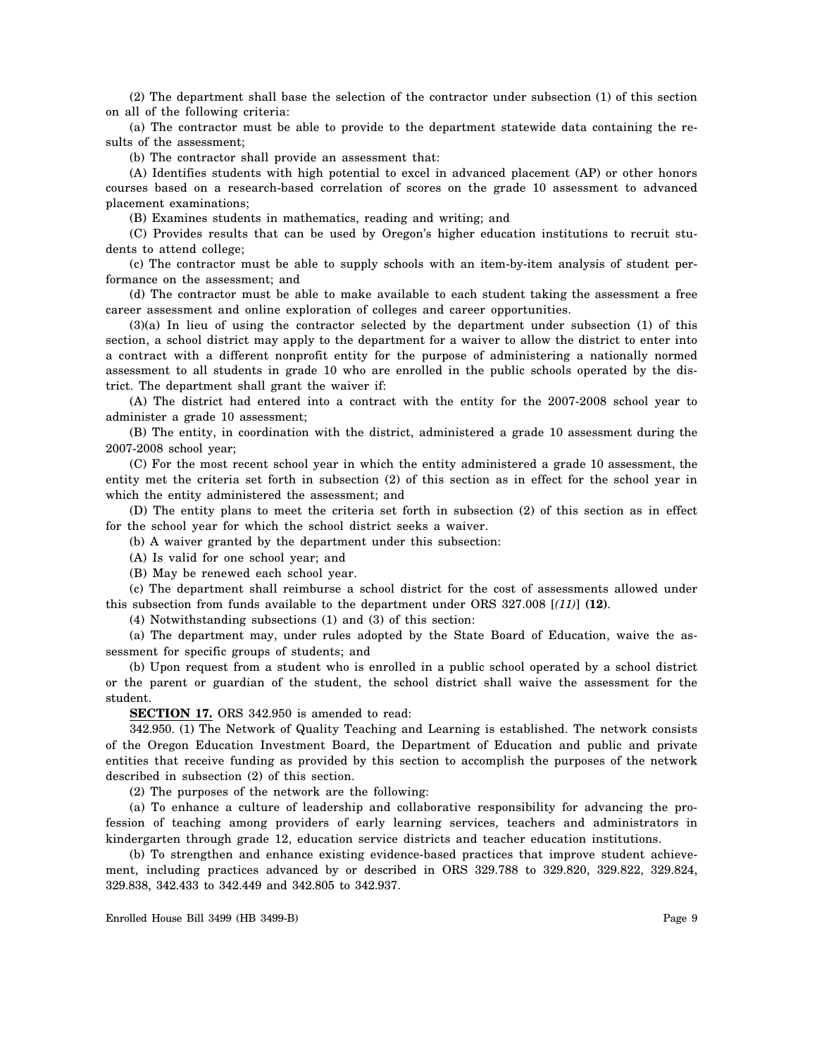(2) The department shall base the selection of the contractor under subsection (1) of this section on all of the following criteria:

(a) The contractor must be able to provide to the department statewide data containing the results of the assessment;

(b) The contractor shall provide an assessment that:

(A) Identifies students with high potential to excel in advanced placement (AP) or other honors courses based on a research-based correlation of scores on the grade 10 assessment to advanced placement examinations;

(B) Examines students in mathematics, reading and writing; and

(C) Provides results that can be used by Oregon's higher education institutions to recruit students to attend college;

(c) The contractor must be able to supply schools with an item-by-item analysis of student performance on the assessment; and

(d) The contractor must be able to make available to each student taking the assessment a free career assessment and online exploration of colleges and career opportunities.

(3)(a) In lieu of using the contractor selected by the department under subsection (1) of this section, a school district may apply to the department for a waiver to allow the district to enter into a contract with a different nonprofit entity for the purpose of administering a nationally normed assessment to all students in grade 10 who are enrolled in the public schools operated by the district. The department shall grant the waiver if:

(A) The district had entered into a contract with the entity for the 2007-2008 school year to administer a grade 10 assessment;

(B) The entity, in coordination with the district, administered a grade 10 assessment during the 2007-2008 school year;

(C) For the most recent school year in which the entity administered a grade 10 assessment, the entity met the criteria set forth in subsection (2) of this section as in effect for the school year in which the entity administered the assessment; and

(D) The entity plans to meet the criteria set forth in subsection (2) of this section as in effect for the school year for which the school district seeks a waiver.

(b) A waiver granted by the department under this subsection:

(A) Is valid for one school year; and

(B) May be renewed each school year.

(c) The department shall reimburse a school district for the cost of assessments allowed under this subsection from funds available to the department under ORS 327.008 [*(11)*] **(12)**.

(4) Notwithstanding subsections (1) and (3) of this section:

(a) The department may, under rules adopted by the State Board of Education, waive the assessment for specific groups of students; and

(b) Upon request from a student who is enrolled in a public school operated by a school district or the parent or guardian of the student, the school district shall waive the assessment for the student.

**SECTION 17.** ORS 342.950 is amended to read:

342.950. (1) The Network of Quality Teaching and Learning is established. The network consists of the Oregon Education Investment Board, the Department of Education and public and private entities that receive funding as provided by this section to accomplish the purposes of the network described in subsection (2) of this section.

(2) The purposes of the network are the following:

(a) To enhance a culture of leadership and collaborative responsibility for advancing the profession of teaching among providers of early learning services, teachers and administrators in kindergarten through grade 12, education service districts and teacher education institutions.

(b) To strengthen and enhance existing evidence-based practices that improve student achievement, including practices advanced by or described in ORS 329.788 to 329.820, 329.822, 329.824, 329.838, 342.433 to 342.449 and 342.805 to 342.937.

Enrolled House Bill 3499 (HB 3499-B)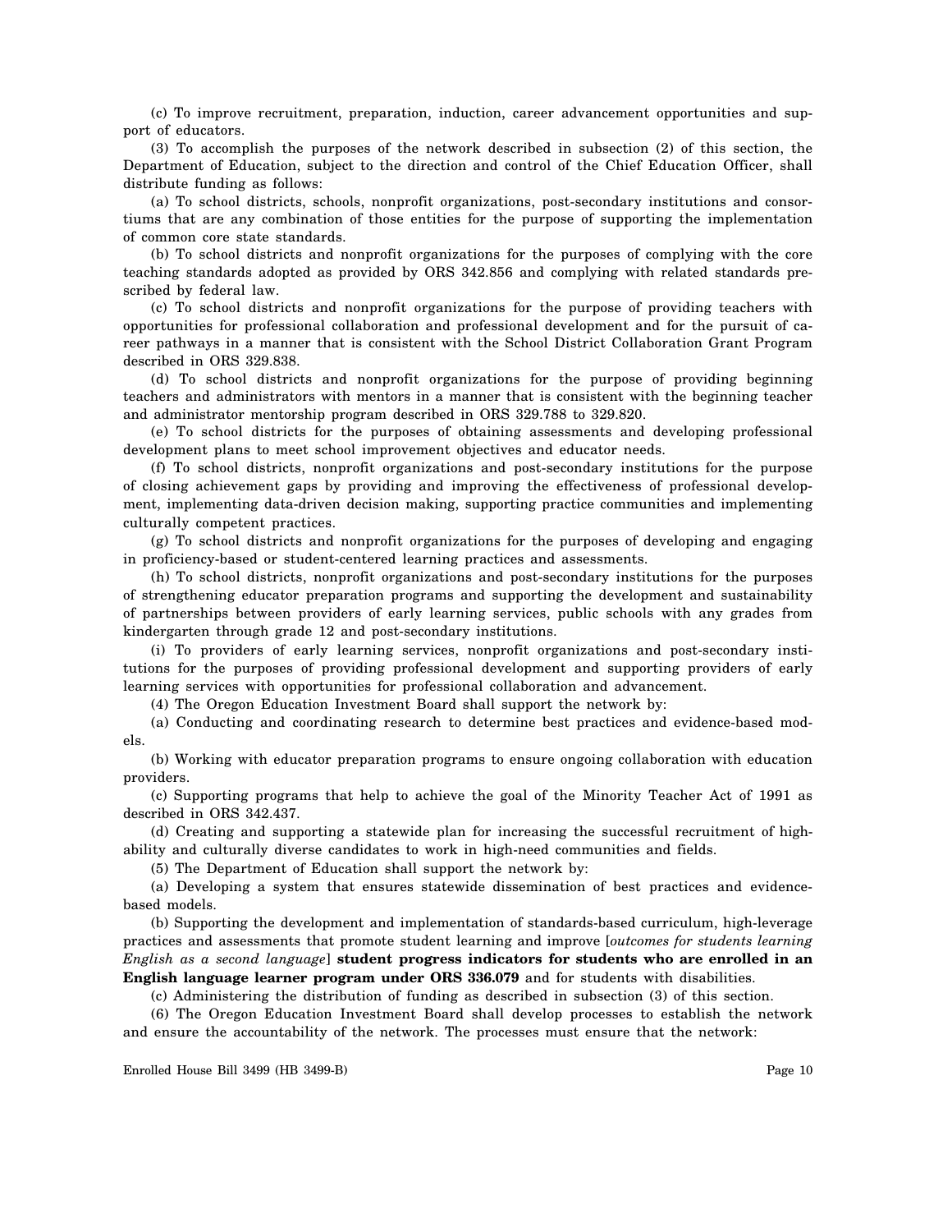(c) To improve recruitment, preparation, induction, career advancement opportunities and support of educators.

(3) To accomplish the purposes of the network described in subsection (2) of this section, the Department of Education, subject to the direction and control of the Chief Education Officer, shall distribute funding as follows:

(a) To school districts, schools, nonprofit organizations, post-secondary institutions and consortiums that are any combination of those entities for the purpose of supporting the implementation of common core state standards.

(b) To school districts and nonprofit organizations for the purposes of complying with the core teaching standards adopted as provided by ORS 342.856 and complying with related standards prescribed by federal law.

(c) To school districts and nonprofit organizations for the purpose of providing teachers with opportunities for professional collaboration and professional development and for the pursuit of career pathways in a manner that is consistent with the School District Collaboration Grant Program described in ORS 329.838.

(d) To school districts and nonprofit organizations for the purpose of providing beginning teachers and administrators with mentors in a manner that is consistent with the beginning teacher and administrator mentorship program described in ORS 329.788 to 329.820.

(e) To school districts for the purposes of obtaining assessments and developing professional development plans to meet school improvement objectives and educator needs.

(f) To school districts, nonprofit organizations and post-secondary institutions for the purpose of closing achievement gaps by providing and improving the effectiveness of professional development, implementing data-driven decision making, supporting practice communities and implementing culturally competent practices.

(g) To school districts and nonprofit organizations for the purposes of developing and engaging in proficiency-based or student-centered learning practices and assessments.

(h) To school districts, nonprofit organizations and post-secondary institutions for the purposes of strengthening educator preparation programs and supporting the development and sustainability of partnerships between providers of early learning services, public schools with any grades from kindergarten through grade 12 and post-secondary institutions.

(i) To providers of early learning services, nonprofit organizations and post-secondary institutions for the purposes of providing professional development and supporting providers of early learning services with opportunities for professional collaboration and advancement.

(4) The Oregon Education Investment Board shall support the network by:

(a) Conducting and coordinating research to determine best practices and evidence-based models.

(b) Working with educator preparation programs to ensure ongoing collaboration with education providers.

(c) Supporting programs that help to achieve the goal of the Minority Teacher Act of 1991 as described in ORS 342.437.

(d) Creating and supporting a statewide plan for increasing the successful recruitment of high-ability and culturally diverse candidates to work in high-need communities and fields.

(5) The Department of Education shall support the network by:

(a) Developing a system that ensures statewide dissemination of best practices and evidence-based models.

(b) Supporting the development and implementation of standards-based curriculum, high-leverage practices and assessments that promote student learning and improve [*outcomes for students learning English as a second language*] **student progress indicators for students who are enrolled in an English language learner program under ORS 336.079** and for students with disabilities.

(c) Administering the distribution of funding as described in subsection (3) of this section.

(6) The Oregon Education Investment Board shall develop processes to establish the network and ensure the accountability of the network. The processes must ensure that the network: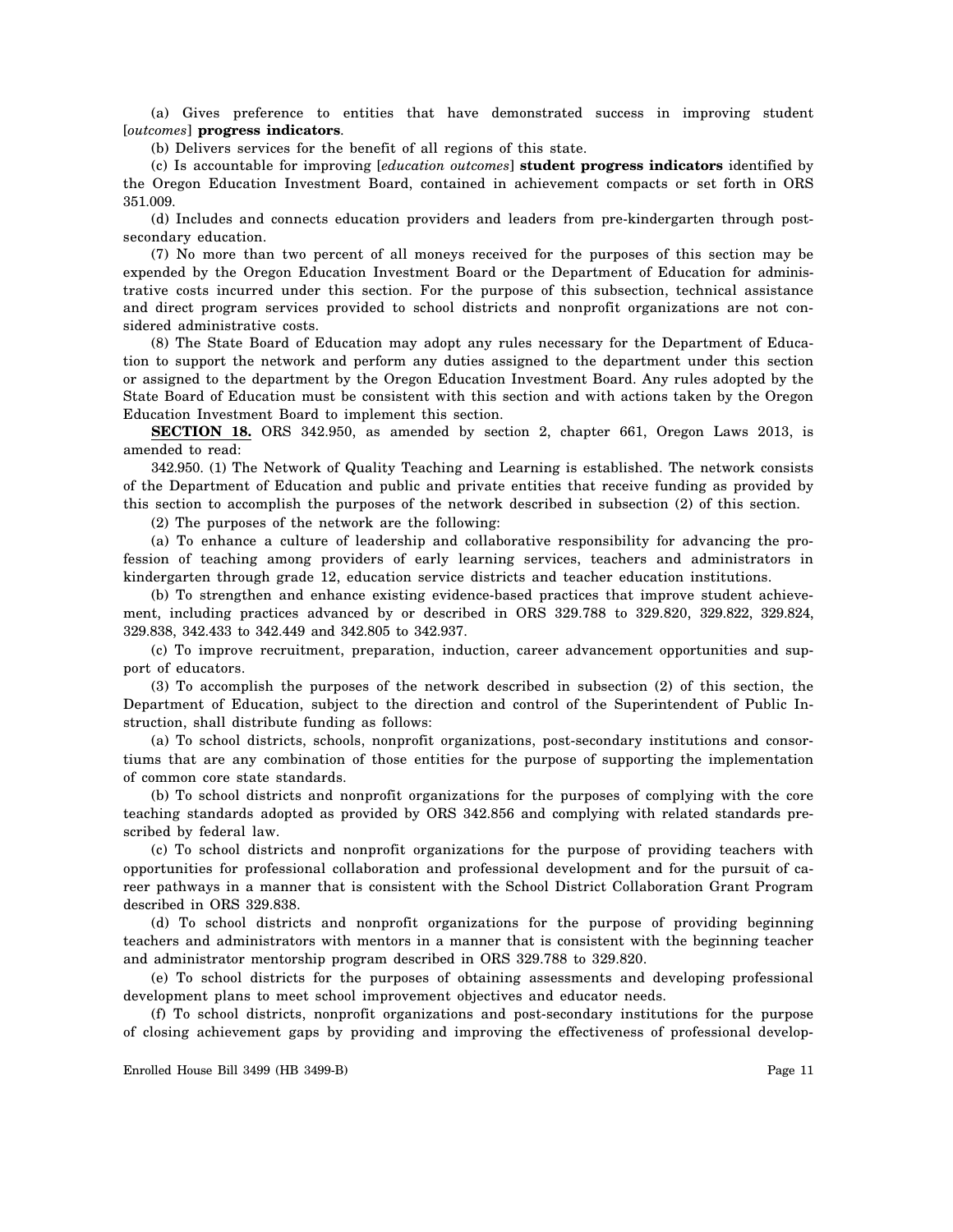(a) Gives preference to entities that have demonstrated success in improving student [*outcomes*] **progress indicators**.

(b) Delivers services for the benefit of all regions of this state.

(c) Is accountable for improving [*education outcomes*] **student progress indicators** identified by the Oregon Education Investment Board, contained in achievement compacts or set forth in ORS 351.009.

(d) Includes and connects education providers and leaders from pre-kindergarten through post-secondary education.

(7) No more than two percent of all moneys received for the purposes of this section may be expended by the Oregon Education Investment Board or the Department of Education for administrative costs incurred under this section. For the purpose of this subsection, technical assistance and direct program services provided to school districts and nonprofit organizations are not considered administrative costs.

(8) The State Board of Education may adopt any rules necessary for the Department of Education to support the network and perform any duties assigned to the department under this section or assigned to the department by the Oregon Education Investment Board. Any rules adopted by the State Board of Education must be consistent with this section and with actions taken by the Oregon Education Investment Board to implement this section.

**SECTION 18.** ORS 342.950, as amended by section 2, chapter 661, Oregon Laws 2013, is amended to read:

342.950. (1) The Network of Quality Teaching and Learning is established. The network consists of the Department of Education and public and private entities that receive funding as provided by this section to accomplish the purposes of the network described in subsection (2) of this section.

(2) The purposes of the network are the following:

(a) To enhance a culture of leadership and collaborative responsibility for advancing the profession of teaching among providers of early learning services, teachers and administrators in kindergarten through grade 12, education service districts and teacher education institutions.

(b) To strengthen and enhance existing evidence-based practices that improve student achievement, including practices advanced by or described in ORS 329.788 to 329.820, 329.822, 329.824, 329.838, 342.433 to 342.449 and 342.805 to 342.937.

(c) To improve recruitment, preparation, induction, career advancement opportunities and support of educators.

(3) To accomplish the purposes of the network described in subsection (2) of this section, the Department of Education, subject to the direction and control of the Superintendent of Public Instruction, shall distribute funding as follows:

(a) To school districts, schools, nonprofit organizations, post-secondary institutions and consortiums that are any combination of those entities for the purpose of supporting the implementation of common core state standards.

(b) To school districts and nonprofit organizations for the purposes of complying with the core teaching standards adopted as provided by ORS 342.856 and complying with related standards prescribed by federal law.

(c) To school districts and nonprofit organizations for the purpose of providing teachers with opportunities for professional collaboration and professional development and for the pursuit of career pathways in a manner that is consistent with the School District Collaboration Grant Program described in ORS 329.838.

(d) To school districts and nonprofit organizations for the purpose of providing beginning teachers and administrators with mentors in a manner that is consistent with the beginning teacher and administrator mentorship program described in ORS 329.788 to 329.820.

(e) To school districts for the purposes of obtaining assessments and developing professional development plans to meet school improvement objectives and educator needs.

(f) To school districts, nonprofit organizations and post-secondary institutions for the purpose of closing achievement gaps by providing and improving the effectiveness of professional develop-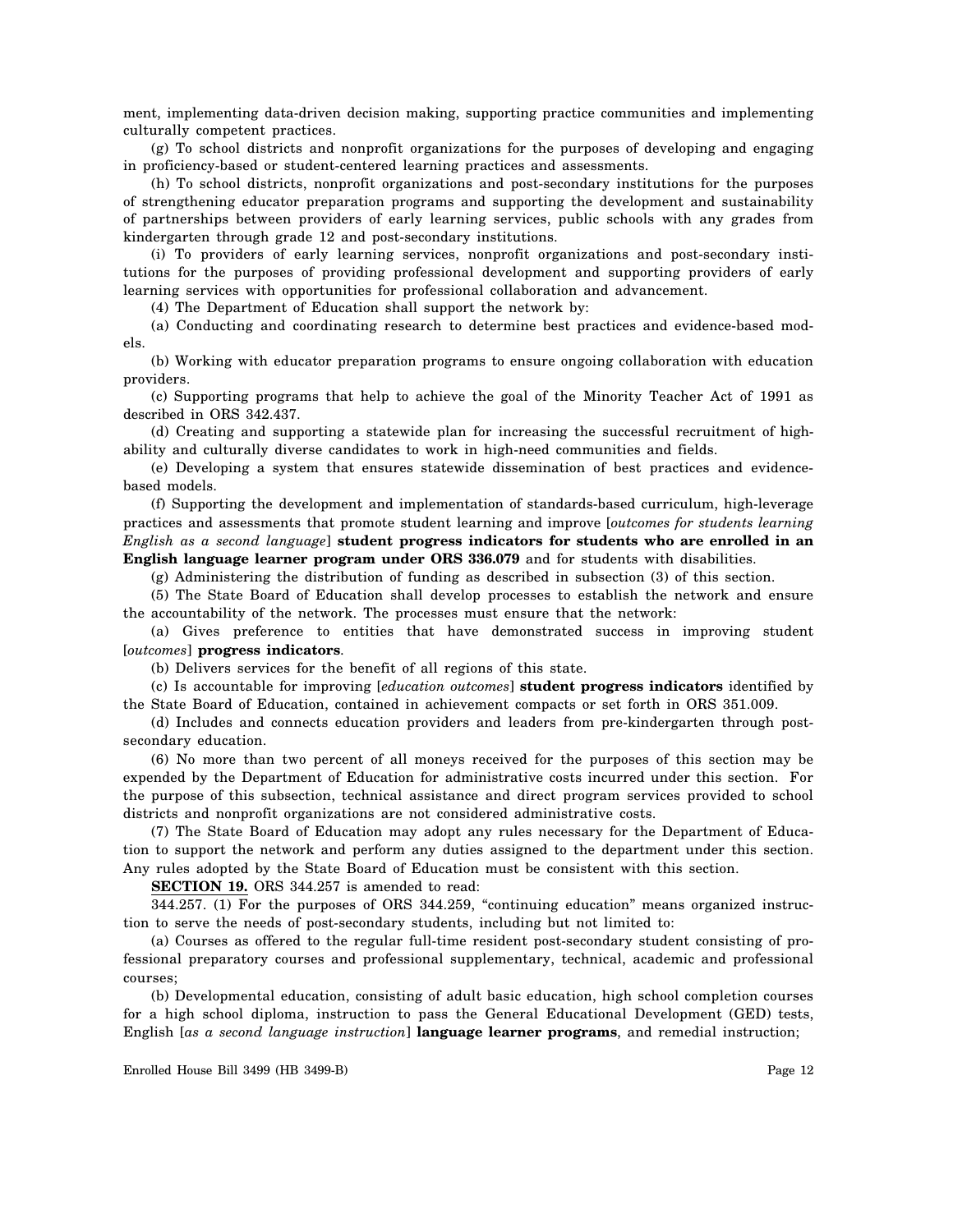ment, implementing data-driven decision making, supporting practice communities and implementing culturally competent practices.

(g) To school districts and nonprofit organizations for the purposes of developing and engaging in proficiency-based or student-centered learning practices and assessments.

(h) To school districts, nonprofit organizations and post-secondary institutions for the purposes of strengthening educator preparation programs and supporting the development and sustainability of partnerships between providers of early learning services, public schools with any grades from kindergarten through grade 12 and post-secondary institutions.

(i) To providers of early learning services, nonprofit organizations and post-secondary institutions for the purposes of providing professional development and supporting providers of early learning services with opportunities for professional collaboration and advancement.

(4) The Department of Education shall support the network by:

(a) Conducting and coordinating research to determine best practices and evidence-based models.

(b) Working with educator preparation programs to ensure ongoing collaboration with education providers.

(c) Supporting programs that help to achieve the goal of the Minority Teacher Act of 1991 as described in ORS 342.437.

(d) Creating and supporting a statewide plan for increasing the successful recruitment of high-ability and culturally diverse candidates to work in high-need communities and fields.

(e) Developing a system that ensures statewide dissemination of best practices and evidence-based models.

(f) Supporting the development and implementation of standards-based curriculum, high-leverage practices and assessments that promote student learning and improve [*outcomes for students learning English as a second language*] **student progress indicators for students who are enrolled in an English language learner program under ORS 336.079** and for students with disabilities.

(g) Administering the distribution of funding as described in subsection (3) of this section.

(5) The State Board of Education shall develop processes to establish the network and ensure the accountability of the network. The processes must ensure that the network:

(a) Gives preference to entities that have demonstrated success in improving student [*outcomes*] **progress indicators**.

(b) Delivers services for the benefit of all regions of this state.

(c) Is accountable for improving [*education outcomes*] **student progress indicators** identified by the State Board of Education, contained in achievement compacts or set forth in ORS 351.009.

(d) Includes and connects education providers and leaders from pre-kindergarten through post-secondary education.

(6) No more than two percent of all moneys received for the purposes of this section may be expended by the Department of Education for administrative costs incurred under this section. For the purpose of this subsection, technical assistance and direct program services provided to school districts and nonprofit organizations are not considered administrative costs.

(7) The State Board of Education may adopt any rules necessary for the Department of Education to support the network and perform any duties assigned to the department under this section. Any rules adopted by the State Board of Education must be consistent with this section.

**SECTION 19.** ORS 344.257 is amended to read:

344.257. (1) For the purposes of ORS 344.259, "continuing education" means organized instruction to serve the needs of post-secondary students, including but not limited to:

(a) Courses as offered to the regular full-time resident post-secondary student consisting of professional preparatory courses and professional supplementary, technical, academic and professional courses;

(b) Developmental education, consisting of adult basic education, high school completion courses for a high school diploma, instruction to pass the General Educational Development (GED) tests, English [*as a second language instruction*] **language learner programs**, and remedial instruction;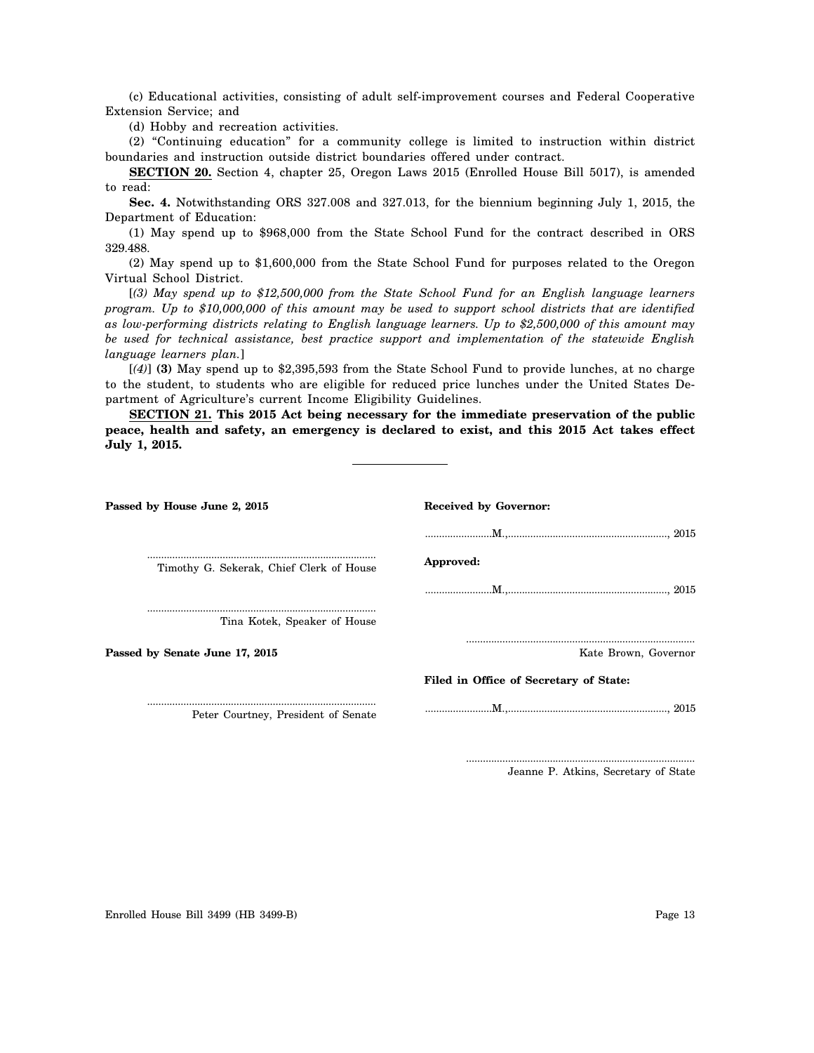(c) Educational activities, consisting of adult self-improvement courses and Federal Cooperative Extension Service; and

(d) Hobby and recreation activities.

(2) "Continuing education" for a community college is limited to instruction within district boundaries and instruction outside district boundaries offered under contract.

**SECTION 20.** Section 4, chapter 25, Oregon Laws 2015 (Enrolled House Bill 5017), is amended to read:

**Sec. 4.** Notwithstanding ORS 327.008 and 327.013, for the biennium beginning July 1, 2015, the Department of Education:

(1) May spend up to $968,000 from the State School Fund for the contract described in ORS 329.488.

(2) May spend up to $1,600,000 from the State School Fund for purposes related to the Oregon Virtual School District.

[*(3) May spend up to $12,500,000 from the State School Fund for an English language learners program. Up to $10,000,000 of this amount may be used to support school districts that are identified as low-performing districts relating to English language learners. Up to $2,500,000 of this amount may be used for technical assistance, best practice support and implementation of the statewide English language learners plan.*]

[*(4)*] **(3)** May spend up to $2,395,593 from the State School Fund to provide lunches, at no charge to the student, to students who are eligible for reduced price lunches under the United States Department of Agriculture's current Income Eligibility Guidelines.

**SECTION 21. This 2015 Act being necessary for the immediate preservation of the public peace, health and safety, an emergency is declared to exist, and this 2015 Act takes effect July 1, 2015.**

---

**Passed by House June 2, 2015**

..................................................................................
Timothy G. Sekerak, Chief Clerk of House

..................................................................................
Tina Kotek, Speaker of House

**Passed by Senate June 17, 2015**

..................................................................................
Peter Courtney, President of Senate

**Received by Governor:**

........................M.,.........................................................., 2015

**Approved:**

........................M.,.........................................................., 2015

..................................................................................
Kate Brown, Governor

**Filed in Office of Secretary of State:**

........................M.,.........................................................., 2015

..................................................................................
Jeanne P. Atkins, Secretary of State

Enrolled House Bill 3499 (HB 3499-B)